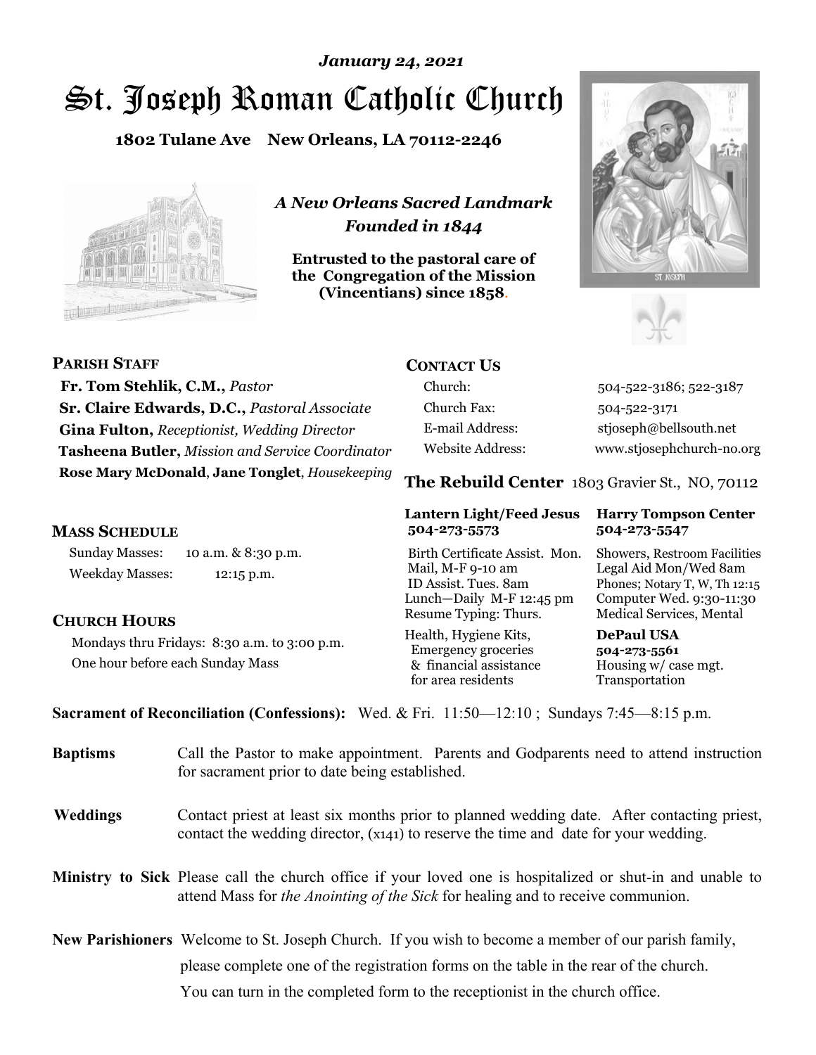*January 24, 2021*

# St. Joseph Roman Catholic Church

**1802 Tulane Ave New Orleans, LA 70112-2246**

*A New Orleans Sacred Landmark*
*Founded in 1844*

**Entrusted to the pastoral care of the Congregation of the Mission (Vincentians) since 1858.**

## PARISH STAFF

**Fr. Tom Stehlik, C.M.,** *Pastor*
**Sr. Claire Edwards, D.C.,** *Pastoral Associate*
**Gina Fulton,** *Receptionist, Wedding Director*
**Tasheena Butler,** *Mission and Service Coordinator*
**Rose Mary McDonald**, **Jane Tonglet**, *Housekeeping*

## MASS SCHEDULE

Sunday Masses: 10 a.m. & 8:30 p.m.
Weekday Masses: 12:15 p.m.

## CHURCH HOURS

Mondays thru Fridays: 8:30 a.m. to 3:00 p.m.
One hour before each Sunday Mass

## CONTACT US

| | |
|---|---|
| Church: | 504-522-3186; 522-3187 |
| Church Fax: | 504-522-3171 |
| E-mail Address: | stjoseph@bellsouth.net |
| Website Address: | www.stjosephchurch-no.org |

## The Rebuild Center 1803 Gravier St., NO, 70112

**Lantern Light/Feed Jesus 504-273-5573**
Birth Certificate Assist. Mon.
Mail, M-F 9-10 am
ID Assist. Tues. 8am
Lunch—Daily M-F 12:45 pm
Resume Typing: Thurs.
Health, Hygiene Kits, Emergency groceries & financial assistance for area residents

**Harry Tompson Center 504-273-5547**
Showers, Restroom Facilities
Legal Aid Mon/Wed 8am
Phones; Notary T, W, Th 12:15
Computer Wed. 9:30-11:30
Medical Services, Mental

**DePaul USA 504-273-5561**
Housing w/ case mgt.
Transportation

**Sacrament of Reconciliation (Confessions):** Wed. & Fri. 11:50—12:10 ; Sundays 7:45—8:15 p.m.

**Baptisms** Call the Pastor to make appointment. Parents and Godparents need to attend instruction for sacrament prior to date being established.

**Weddings** Contact priest at least six months prior to planned wedding date. After contacting priest, contact the wedding director, (x141) to reserve the time and date for your wedding.

**Ministry to Sick** Please call the church office if your loved one is hospitalized or shut-in and unable to attend Mass for *the Anointing of the Sick* for healing and to receive communion.

**New Parishioners** Welcome to St. Joseph Church. If you wish to become a member of our parish family, please complete one of the registration forms on the table in the rear of the church. You can turn in the completed form to the receptionist in the church office.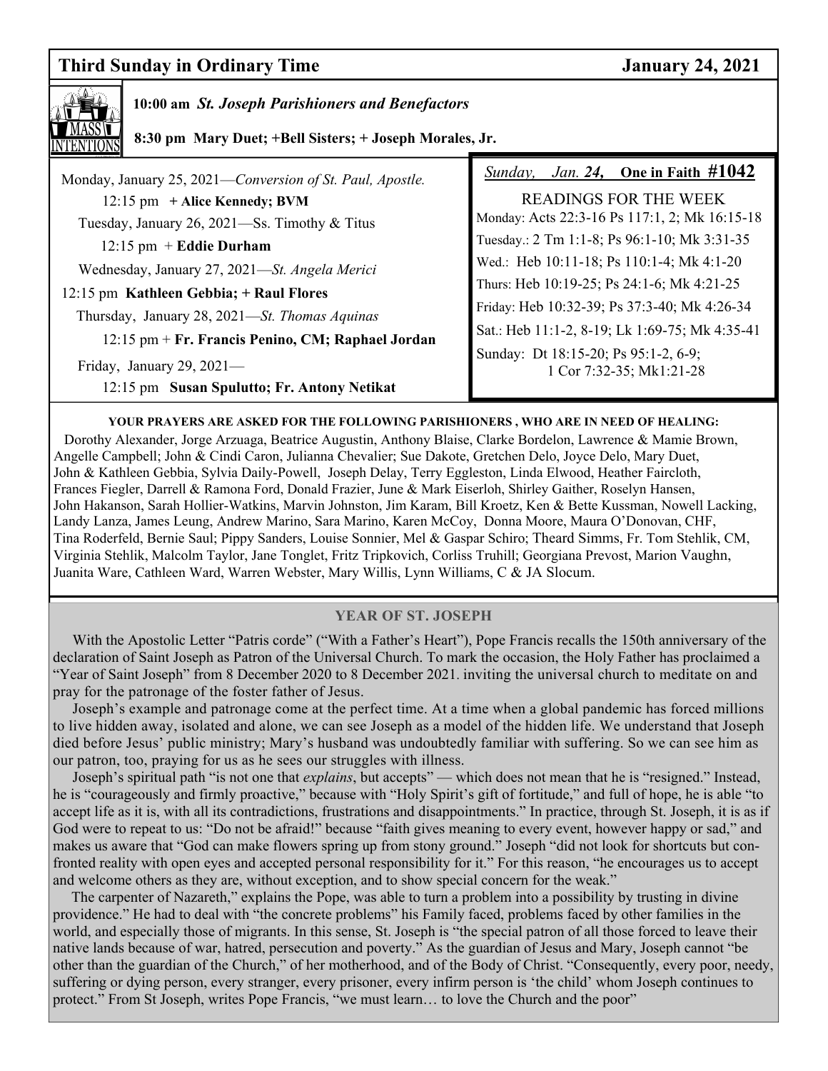## Third Sunday in Ordinary Time — January 24, 2021

### Mass Intentions

**10:00 am** ***St. Joseph Parishioners and Benefactors***

**8:30 pm Mary Duet; +Bell Sisters; + Joseph Morales, Jr.**

Monday, January 25, 2021—*Conversion of St. Paul, Apostle.*
12:15 pm **+ Alice Kennedy; BVM**

Tuesday, January 26, 2021—Ss. Timothy & Titus
12:15 pm + **Eddie Durham**

Wednesday, January 27, 2021—*St. Angela Merici*
12:15 pm **Kathleen Gebbia; + Raul Flores**

Thursday, January 28, 2021—*St. Thomas Aquinas*
12:15 pm + **Fr. Francis Penino, CM; Raphael Jordan**

Friday, January 29, 2021—
12:15 pm **Susan Spulutto; Fr. Antony Netikat**

*Sunday, Jan. **24**,* **One in Faith #1042**

**READINGS FOR THE WEEK**

Monday: Acts 22:3-16 Ps 117:1, 2; Mk 16:15-18
Tuesday.: 2 Tm 1:1-8; Ps 96:1-10; Mk 3:31-35
Wed.: Heb 10:11-18; Ps 110:1-4; Mk 4:1-20
Thurs: Heb 10:19-25; Ps 24:1-6; Mk 4:21-25
Friday: Heb 10:32-39; Ps 37:3-40; Mk 4:26-34
Sat.: Heb 11:1-2, 8-19; Lk 1:69-75; Mk 4:35-41
Sunday: Dt 18:15-20; Ps 95:1-2, 6-9; 1 Cor 7:32-35; Mk1:21-28

**YOUR PRAYERS ARE ASKED FOR THE FOLLOWING PARISHIONERS , WHO ARE IN NEED OF HEALING:**

Dorothy Alexander, Jorge Arzuaga, Beatrice Augustin, Anthony Blaise, Clarke Bordelon, Lawrence & Mamie Brown, Angelle Campbell; John & Cindi Caron, Julianna Chevalier; Sue Dakote, Gretchen Delo, Joyce Delo, Mary Duet, John & Kathleen Gebbia, Sylvia Daily-Powell, Joseph Delay, Terry Eggleston, Linda Elwood, Heather Faircloth, Frances Fiegler, Darrell & Ramona Ford, Donald Frazier, June & Mark Eiserloh, Shirley Gaither, Roselyn Hansen, John Hakanson, Sarah Hollier-Watkins, Marvin Johnston, Jim Karam, Bill Kroetz, Ken & Bette Kussman, Nowell Lacking, Landy Lanza, James Leung, Andrew Marino, Sara Marino, Karen McCoy, Donna Moore, Maura O'Donovan, CHF, Tina Roderfeld, Bernie Saul; Pippy Sanders, Louise Sonnier, Mel & Gaspar Schiro; Theard Simms, Fr. Tom Stehlik, CM, Virginia Stehlik, Malcolm Taylor, Jane Tonglet, Fritz Tripkovich, Corliss Truhill; Georgiana Prevost, Marion Vaughn, Juanita Ware, Cathleen Ward, Warren Webster, Mary Willis, Lynn Williams, C & JA Slocum.

### YEAR OF ST. JOSEPH

With the Apostolic Letter "Patris corde" ("With a Father's Heart"), Pope Francis recalls the 150th anniversary of the declaration of Saint Joseph as Patron of the Universal Church. To mark the occasion, the Holy Father has proclaimed a "Year of Saint Joseph" from 8 December 2020 to 8 December 2021. inviting the universal church to meditate on and pray for the patronage of the foster father of Jesus.

Joseph's example and patronage come at the perfect time. At a time when a global pandemic has forced millions to live hidden away, isolated and alone, we can see Joseph as a model of the hidden life. We understand that Joseph died before Jesus' public ministry; Mary's husband was undoubtedly familiar with suffering. So we can see him as our patron, too, praying for us as he sees our struggles with illness.

Joseph's spiritual path "is not one that *explains*, but accepts" — which does not mean that he is "resigned." Instead, he is "courageously and firmly proactive," because with "Holy Spirit's gift of fortitude," and full of hope, he is able "to accept life as it is, with all its contradictions, frustrations and disappointments." In practice, through St. Joseph, it is as if God were to repeat to us: "Do not be afraid!" because "faith gives meaning to every event, however happy or sad," and makes us aware that "God can make flowers spring up from stony ground." Joseph "did not look for shortcuts but confronted reality with open eyes and accepted personal responsibility for it." For this reason, "he encourages us to accept and welcome others as they are, without exception, and to show special concern for the weak."

The carpenter of Nazareth," explains the Pope, was able to turn a problem into a possibility by trusting in divine providence." He had to deal with "the concrete problems" his Family faced, problems faced by other families in the world, and especially those of migrants. In this sense, St. Joseph is "the special patron of all those forced to leave their native lands because of war, hatred, persecution and poverty." As the guardian of Jesus and Mary, Joseph cannot "be other than the guardian of the Church," of her motherhood, and of the Body of Christ. "Consequently, every poor, needy, suffering or dying person, every stranger, every prisoner, every infirm person is 'the child' whom Joseph continues to protect." From St Joseph, writes Pope Francis, "we must learn… to love the Church and the poor"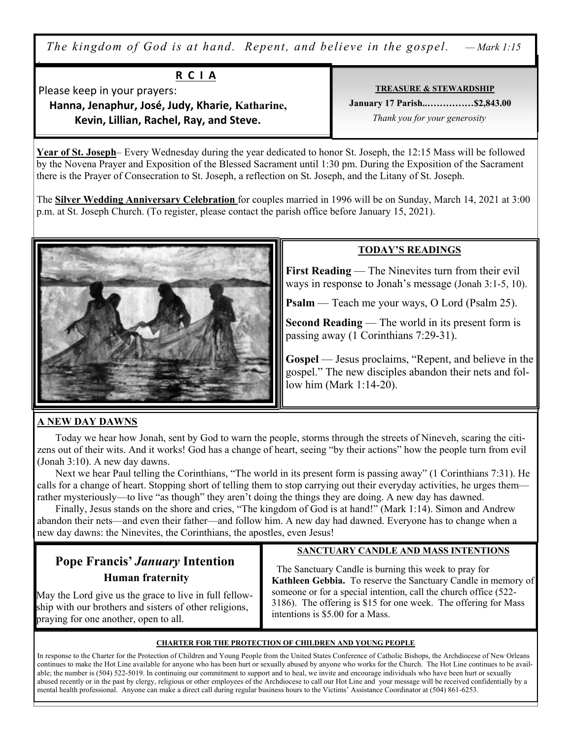*The kingdom of God is at hand. Repent, and believe in the gospel.* — *Mark 1:15*

## R C I A

Please keep in your prayers:

**Hanna, Jenaphur, José, Judy, Kharie, Katharine, Kevin, Lillian, Rachel, Ray, and Steve.**

**TREASURE & STEWARDSHIP**

**January 17 Parish..……………$2,843.00**

*Thank you for your generosity*

**Year of St. Joseph**– Every Wednesday during the year dedicated to honor St. Joseph, the 12:15 Mass will be followed by the Novena Prayer and Exposition of the Blessed Sacrament until 1:30 pm. During the Exposition of the Sacrament there is the Prayer of Consecration to St. Joseph, a reflection on St. Joseph, and the Litany of St. Joseph.

The **Silver Wedding Anniversary Celebration** for couples married in 1996 will be on Sunday, March 14, 2021 at 3:00 p.m. at St. Joseph Church. (To register, please contact the parish office before January 15, 2021).

## TODAY'S READINGS

**First Reading** — The Ninevites turn from their evil ways in response to Jonah's message (Jonah 3:1-5, 10).

**Psalm** — Teach me your ways, O Lord (Psalm 25).

**Second Reading** — The world in its present form is passing away (1 Corinthians 7:29-31).

**Gospel** — Jesus proclaims, "Repent, and believe in the gospel." The new disciples abandon their nets and follow him (Mark 1:14-20).

## A NEW DAY DAWNS

Today we hear how Jonah, sent by God to warn the people, storms through the streets of Nineveh, scaring the citizens out of their wits. And it works! God has a change of heart, seeing "by their actions" how the people turn from evil (Jonah 3:10). A new day dawns.

Next we hear Paul telling the Corinthians, "The world in its present form is passing away" (1 Corinthians 7:31). He calls for a change of heart. Stopping short of telling them to stop carrying out their everyday activities, he urges them—rather mysteriously—to live "as though" they aren't doing the things they are doing. A new day has dawned.

Finally, Jesus stands on the shore and cries, "The kingdom of God is at hand!" (Mark 1:14). Simon and Andrew abandon their nets—and even their father—and follow him. A new day had dawned. Everyone has to change when a new day dawns: the Ninevites, the Corinthians, the apostles, even Jesus!

## Pope Francis' *January* Intention

### Human fraternity

May the Lord give us the grace to live in full fellowship with our brothers and sisters of other religions, praying for one another, open to all.

## SANCTUARY CANDLE AND MASS INTENTIONS

The Sanctuary Candle is burning this week to pray for **Kathleen Gebbia.** To reserve the Sanctuary Candle in memory of someone or for a special intention, call the church office (522-3186). The offering is $15 for one week. The offering for Mass intentions is $5.00 for a Mass.

## CHARTER FOR THE PROTECTION OF CHILDREN AND YOUNG PEOPLE

In response to the Charter for the Protection of Children and Young People from the United States Conference of Catholic Bishops, the Archdiocese of New Orleans continues to make the Hot Line available for anyone who has been hurt or sexually abused by anyone who works for the Church. The Hot Line continues to be available; the number is (504) 522-5019. In continuing our commitment to support and to heal, we invite and encourage individuals who have been hurt or sexually abused recently or in the past by clergy, religious or other employees of the Archdiocese to call our Hot Line and your message will be received confidentially by a mental health professional. Anyone can make a direct call during regular business hours to the Victims' Assistance Coordinator at (504) 861-6253.